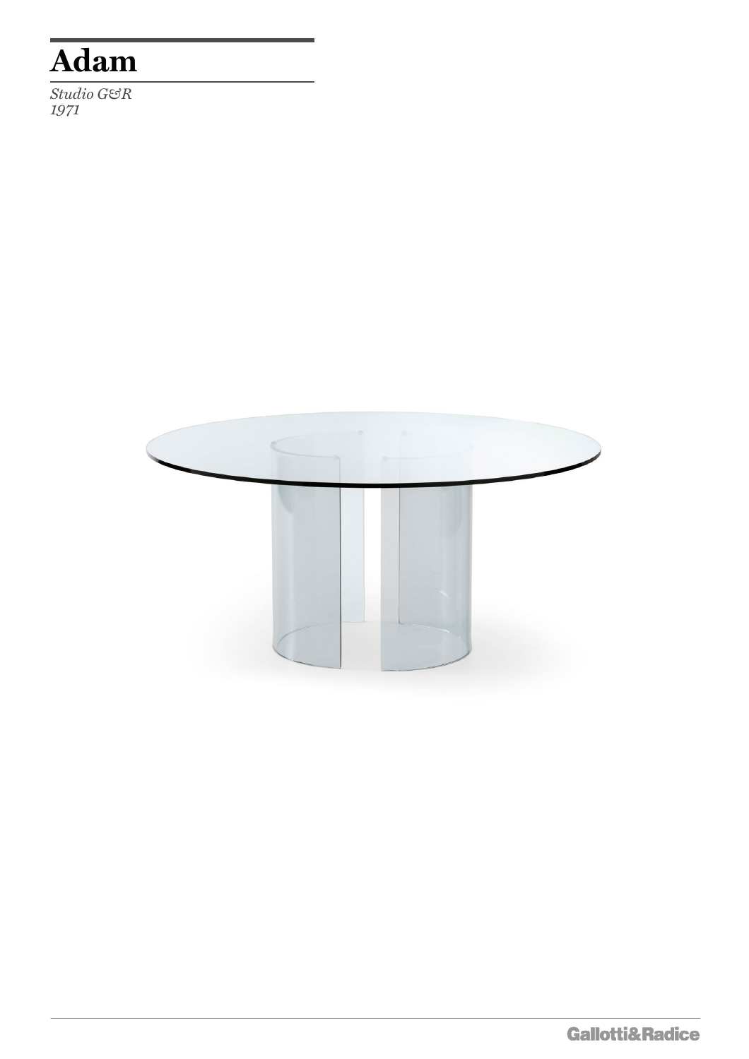# Adam

*Studio G&R*
*1971*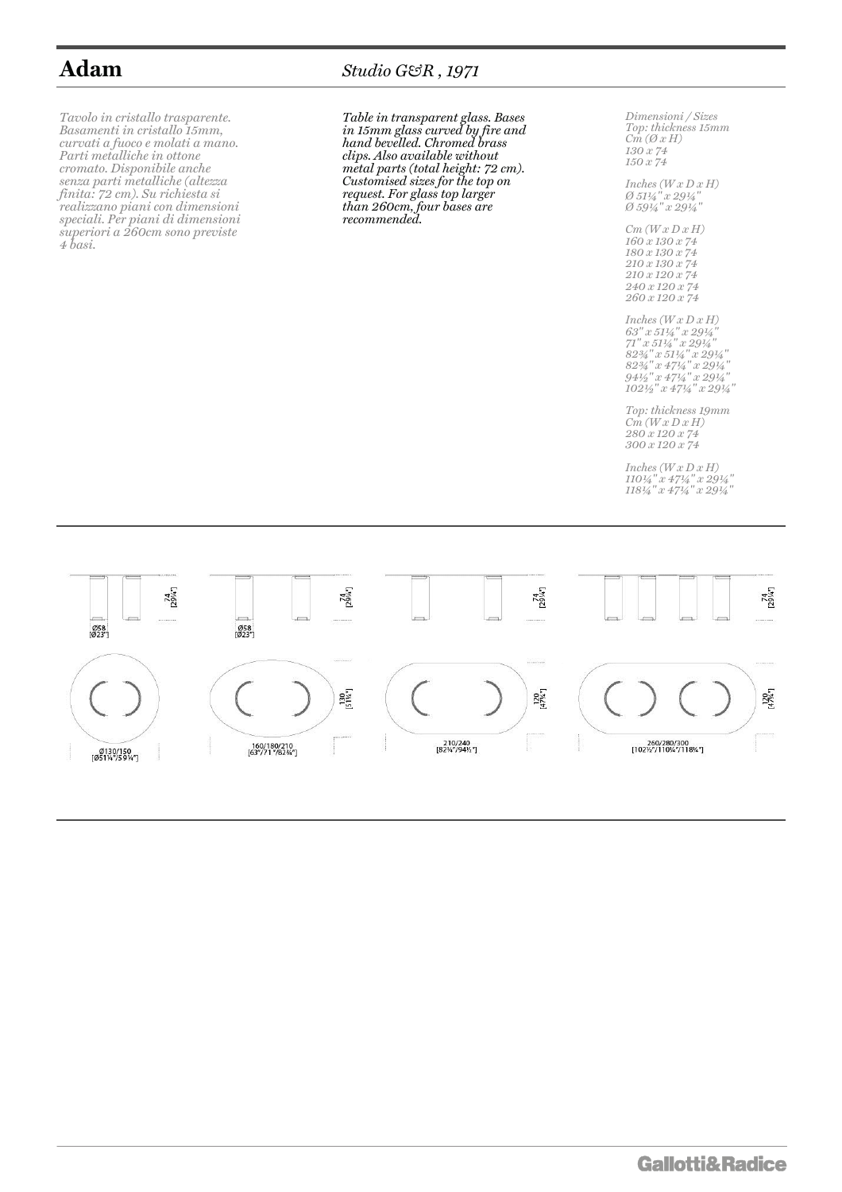# Adam

*Studio G&R , 1971*

*Tavolo in cristallo trasparente. Basamenti in cristallo 15mm, curvati a fuoco e molati a mano. Parti metalliche in ottone cromato. Disponibile anche senza parti metalliche (altezza finita: 72 cm). Su richiesta si realizzano piani con dimensioni speciali. Per piani di dimensioni superiori a 260cm sono previste 4 basi.*

*Table in transparent glass. Bases in 15mm glass curved by fire and hand bevelled. Chromed brass clips. Also available without metal parts (total height: 72 cm). Customised sizes for the top on request. For glass top larger than 260cm, four bases are recommended.*

*Dimensioni / Sizes*
*Top: thickness 15mm*
*Cm (Ø x H)*
*130 x 74*
*150 x 74*

*Inches (W x D x H)*
*Ø 51¼" x 29¼"*
*Ø 59¼" x 29¼"*

*Cm (W x D x H)*
*160 x 130 x 74*
*180 x 130 x 74*
*210 x 130 x 74*
*210 x 120 x 74*
*240 x 120 x 74*
*260 x 120 x 74*

*Inches (W x D x H)*
*63" x 51¼" x 29¼"*
*71" x 51¼" x 29¼"*
*82¾" x 51¼" x 29¼"*
*82¾" x 47¼" x 29¼"*
*94½" x 47¼" x 29¼"*
*102½" x 47¼" x 29¼"*

*Top: thickness 19mm*
*Cm (W x D x H)*
*280 x 120 x 74*
*300 x 120 x 74*

*Inches (W x D x H)*
*110¼" x 47¼" x 29¼"*
*118¼" x 47¼" x 29¼"*

74 [29¼"] Ø58 [Ø23"] Ø130/150 [Ø51¼"/59¼"]

74 [29¼"] Ø58 [Ø23"] 130 [51¼"] 160/180/210 [63"/71"/82¾"]

74 [29¼"] 120 [47¼"] 210/240 [82¾"/94½"]

74 [29¼"] 120 [47¼"] 260/280/300 [102½"/110¼"/118¼"]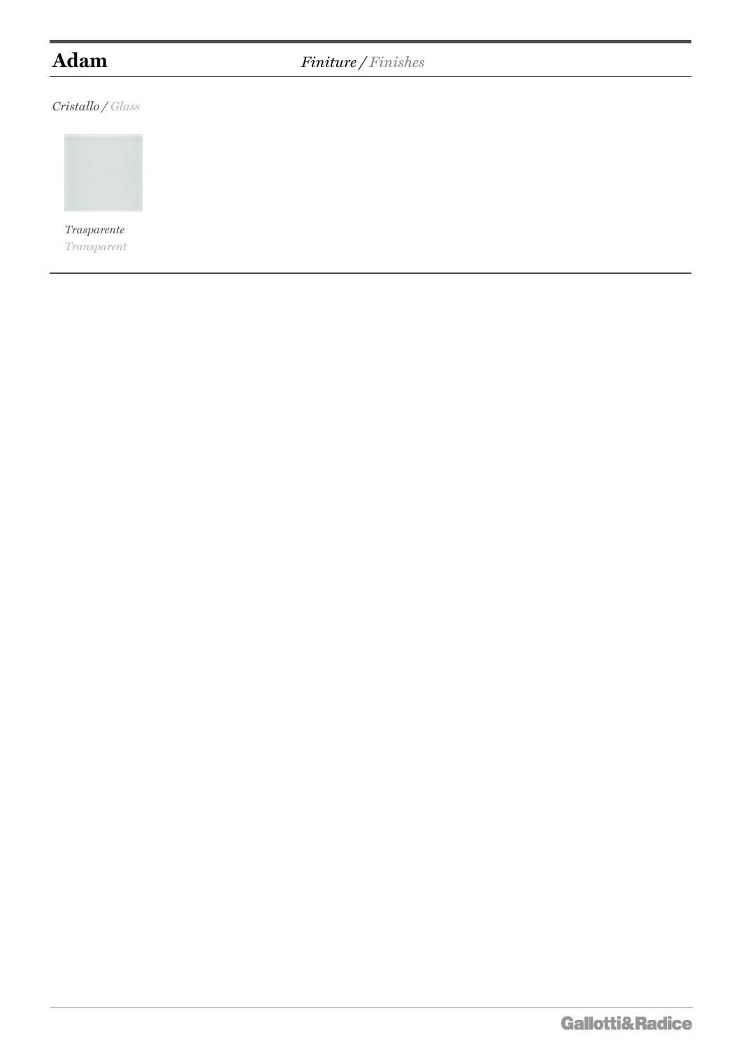# Adam

*Finiture / Finishes*

*Cristallo / Glass*

*Trasparente*
*Transparent*